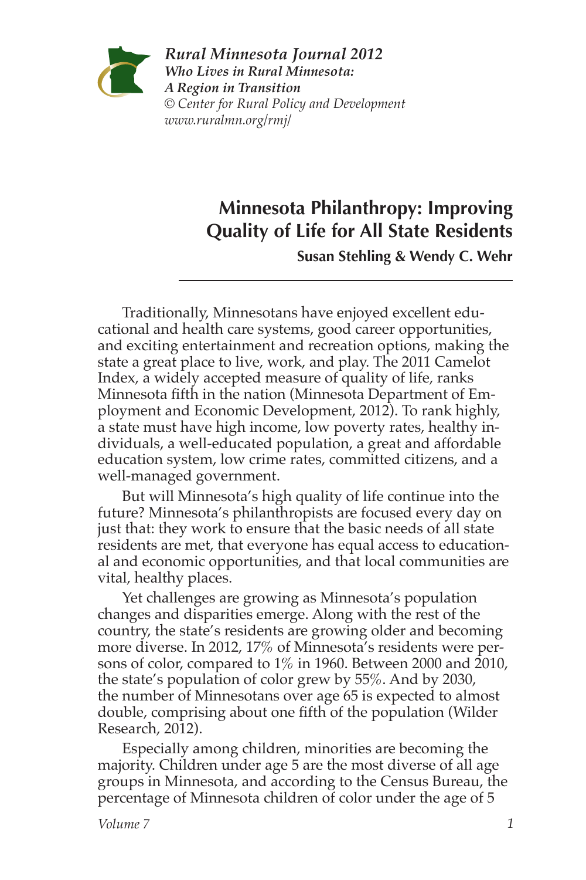*Rural Minnesota Journal 2012*
***Who Lives in Rural Minnesota: A Region in Transition***
*© Center for Rural Policy and Development*
*www.ruralmn.org/rmj/*

# Minnesota Philanthropy: Improving Quality of Life for All State Residents

**Susan Stehling & Wendy C. Wehr**

Traditionally, Minnesotans have enjoyed excellent educational and health care systems, good career opportunities, and exciting entertainment and recreation options, making the state a great place to live, work, and play. The 2011 Camelot Index, a widely accepted measure of quality of life, ranks Minnesota fifth in the nation (Minnesota Department of Employment and Economic Development, 2012). To rank highly, a state must have high income, low poverty rates, healthy individuals, a well-educated population, a great and affordable education system, low crime rates, committed citizens, and a well-managed government.

But will Minnesota's high quality of life continue into the future? Minnesota's philanthropists are focused every day on just that: they work to ensure that the basic needs of all state residents are met, that everyone has equal access to educational and economic opportunities, and that local communities are vital, healthy places.

Yet challenges are growing as Minnesota's population changes and disparities emerge. Along with the rest of the country, the state's residents are growing older and becoming more diverse. In 2012, 17% of Minnesota's residents were persons of color, compared to 1% in 1960. Between 2000 and 2010, the state's population of color grew by 55%. And by 2030, the number of Minnesotans over age 65 is expected to almost double, comprising about one fifth of the population (Wilder Research, 2012).

Especially among children, minorities are becoming the majority. Children under age 5 are the most diverse of all age groups in Minnesota, and according to the Census Bureau, the percentage of Minnesota children of color under the age of 5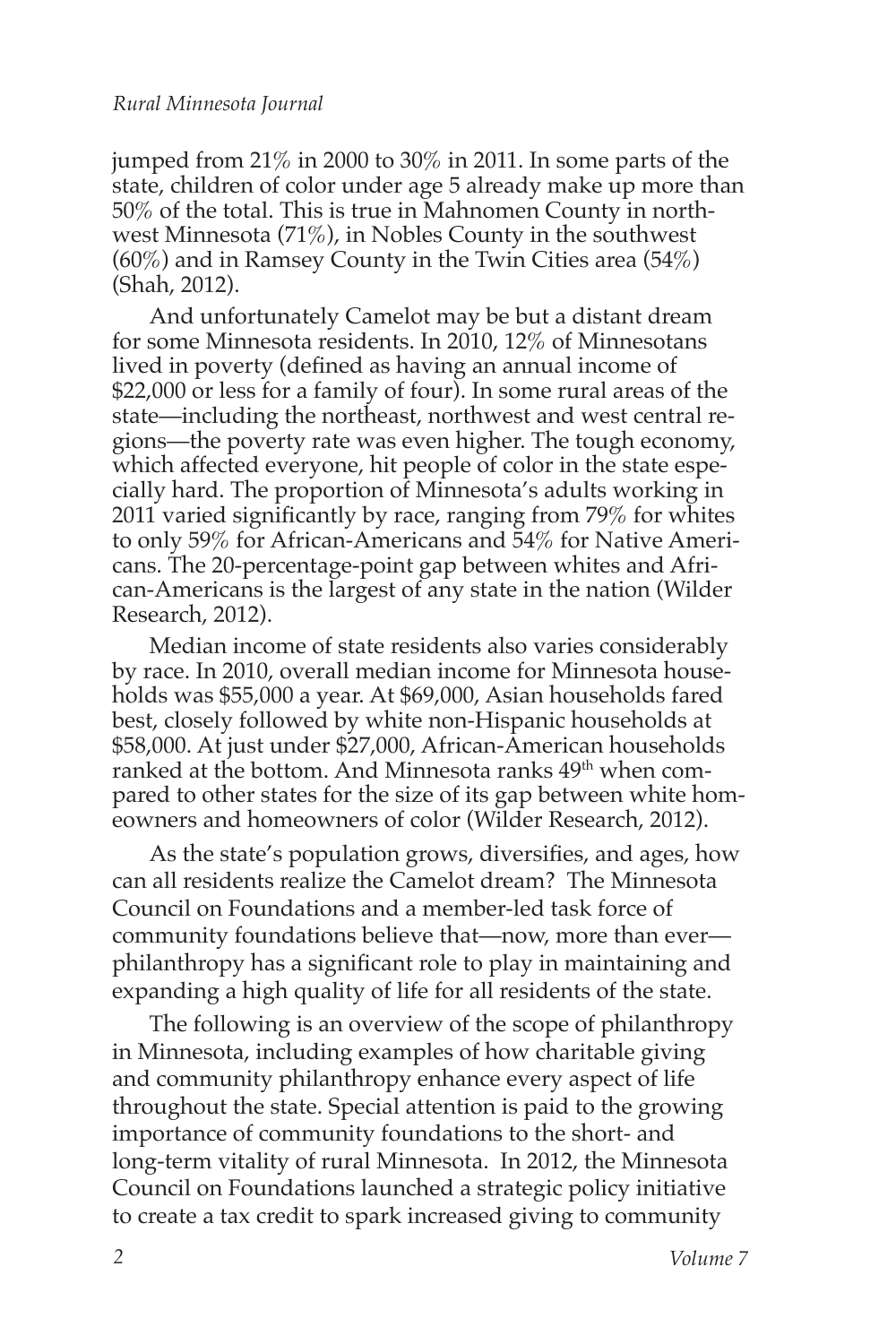jumped from 21% in 2000 to 30% in 2011. In some parts of the state, children of color under age 5 already make up more than 50% of the total. This is true in Mahnomen County in northwest Minnesota (71%), in Nobles County in the southwest (60%) and in Ramsey County in the Twin Cities area (54%) (Shah, 2012).

And unfortunately Camelot may be but a distant dream for some Minnesota residents. In 2010, 12% of Minnesotans lived in poverty (defined as having an annual income of $22,000 or less for a family of four). In some rural areas of the state—including the northeast, northwest and west central regions—the poverty rate was even higher. The tough economy, which affected everyone, hit people of color in the state especially hard. The proportion of Minnesota's adults working in 2011 varied significantly by race, ranging from 79% for whites to only 59% for African-Americans and 54% for Native Americans. The 20-percentage-point gap between whites and African-Americans is the largest of any state in the nation (Wilder Research, 2012).

Median income of state residents also varies considerably by race. In 2010, overall median income for Minnesota households was $55,000 a year. At $69,000, Asian households fared best, closely followed by white non-Hispanic households at $58,000. At just under $27,000, African-American households ranked at the bottom. And Minnesota ranks 49th when compared to other states for the size of its gap between white homeowners and homeowners of color (Wilder Research, 2012).

As the state's population grows, diversifies, and ages, how can all residents realize the Camelot dream? The Minnesota Council on Foundations and a member-led task force of community foundations believe that—now, more than ever—philanthropy has a significant role to play in maintaining and expanding a high quality of life for all residents of the state.

The following is an overview of the scope of philanthropy in Minnesota, including examples of how charitable giving and community philanthropy enhance every aspect of life throughout the state. Special attention is paid to the growing importance of community foundations to the short- and long-term vitality of rural Minnesota. In 2012, the Minnesota Council on Foundations launched a strategic policy initiative to create a tax credit to spark increased giving to community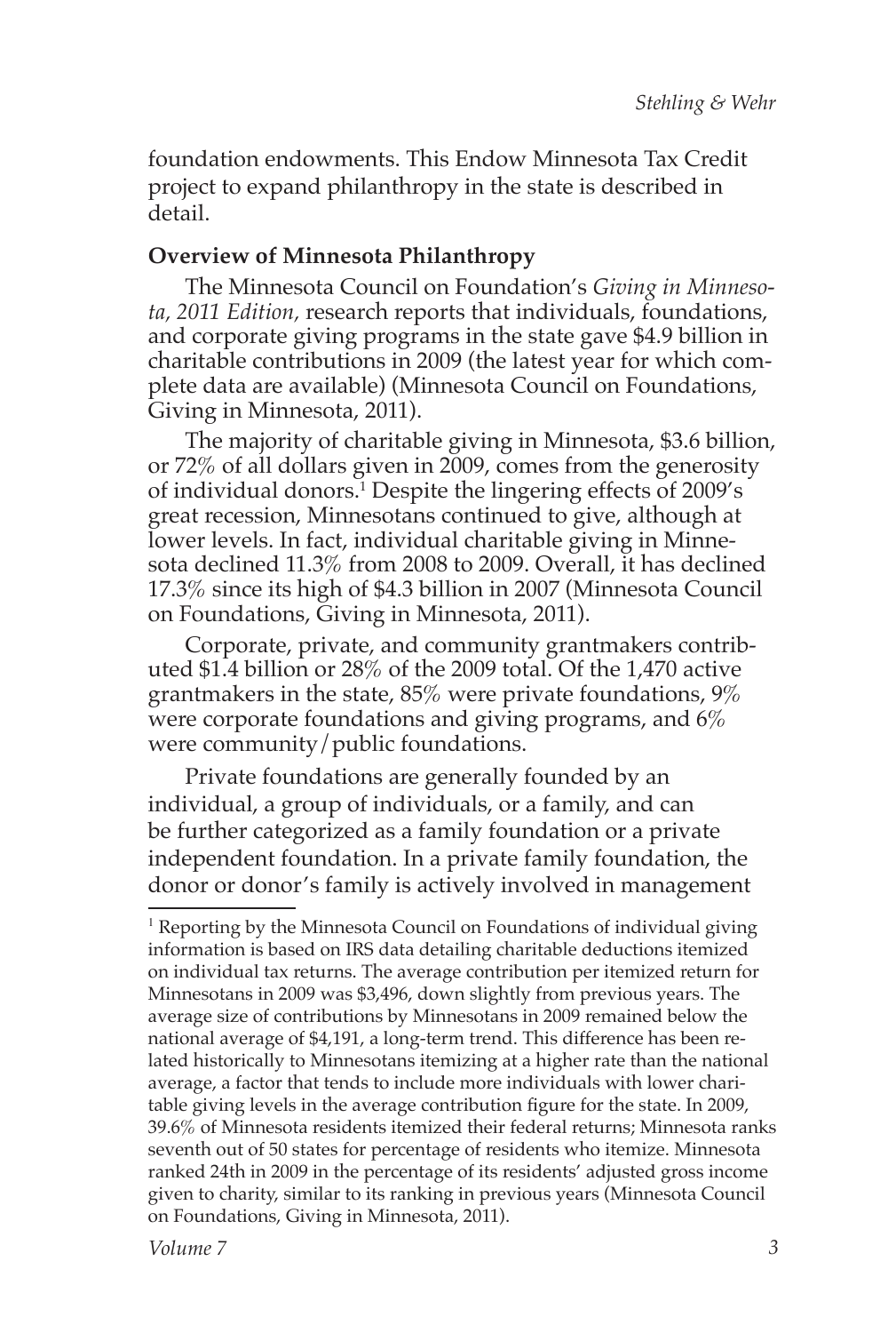foundation endowments. This Endow Minnesota Tax Credit project to expand philanthropy in the state is described in detail.

**Overview of Minnesota Philanthropy**

The Minnesota Council on Foundation's *Giving in Minnesota, 2011 Edition,* research reports that individuals, foundations, and corporate giving programs in the state gave $4.9 billion in charitable contributions in 2009 (the latest year for which complete data are available) (Minnesota Council on Foundations, Giving in Minnesota, 2011).

The majority of charitable giving in Minnesota, $3.6 billion, or 72% of all dollars given in 2009, comes from the generosity of individual donors.[1] Despite the lingering effects of 2009's great recession, Minnesotans continued to give, although at lower levels. In fact, individual charitable giving in Minnesota declined 11.3% from 2008 to 2009. Overall, it has declined 17.3% since its high of $4.3 billion in 2007 (Minnesota Council on Foundations, Giving in Minnesota, 2011).

Corporate, private, and community grantmakers contributed $1.4 billion or 28% of the 2009 total. Of the 1,470 active grantmakers in the state, 85% were private foundations, 9% were corporate foundations and giving programs, and 6% were community/public foundations.

Private foundations are generally founded by an individual, a group of individuals, or a family, and can be further categorized as a family foundation or a private independent foundation. In a private family foundation, the donor or donor's family is actively involved in management

---

[1] Reporting by the Minnesota Council on Foundations of individual giving information is based on IRS data detailing charitable deductions itemized on individual tax returns. The average contribution per itemized return for Minnesotans in 2009 was $3,496, down slightly from previous years. The average size of contributions by Minnesotans in 2009 remained below the national average of $4,191, a long-term trend. This difference has been related historically to Minnesotans itemizing at a higher rate than the national average, a factor that tends to include more individuals with lower charitable giving levels in the average contribution figure for the state. In 2009, 39.6% of Minnesota residents itemized their federal returns; Minnesota ranks seventh out of 50 states for percentage of residents who itemize. Minnesota ranked 24th in 2009 in the percentage of its residents' adjusted gross income given to charity, similar to its ranking in previous years (Minnesota Council on Foundations, Giving in Minnesota, 2011).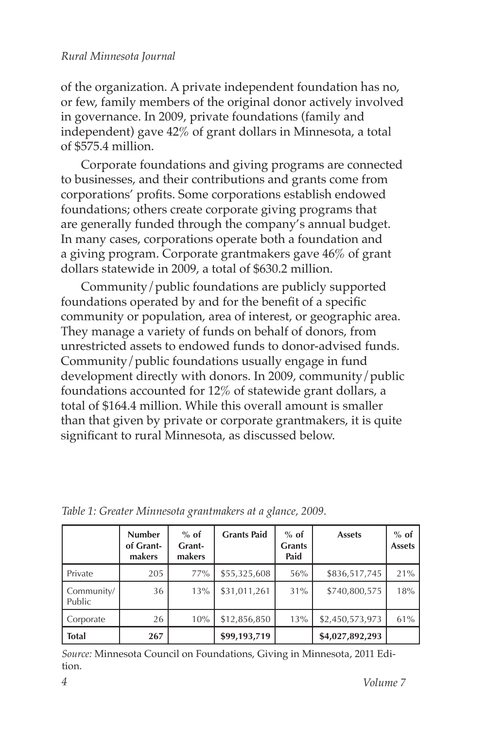of the organization. A private independent foundation has no, or few, family members of the original donor actively involved in governance. In 2009, private foundations (family and independent) gave 42% of grant dollars in Minnesota, a total of $575.4 million.

Corporate foundations and giving programs are connected to businesses, and their contributions and grants come from corporations' profits. Some corporations establish endowed foundations; others create corporate giving programs that are generally funded through the company's annual budget. In many cases, corporations operate both a foundation and a giving program. Corporate grantmakers gave 46% of grant dollars statewide in 2009, a total of $630.2 million.

Community/public foundations are publicly supported foundations operated by and for the benefit of a specific community or population, area of interest, or geographic area. They manage a variety of funds on behalf of donors, from unrestricted assets to endowed funds to donor-advised funds. Community/public foundations usually engage in fund development directly with donors. In 2009, community/public foundations accounted for 12% of statewide grant dollars, a total of $164.4 million. While this overall amount is smaller than that given by private or corporate grantmakers, it is quite significant to rural Minnesota, as discussed below.

*Table 1: Greater Minnesota grantmakers at a glance, 2009.*

| | Number of Grantmakers | % of Grantmakers | Grants Paid | % of Grants Paid | Assets | % of Assets |
|---|---|---|---|---|---|---|
| Private | 205 | 77% | $55,325,608 | 56% | $836,517,745 | 21% |
| Community/ Public | 36 | 13% | $31,011,261 | 31% | $740,800,575 | 18% |
| Corporate | 26 | 10% | $12,856,850 | 13% | $2,450,573,973 | 61% |
| **Total** | **267** | | **$99,193,719** | | **$4,027,892,293** | |

*Source:* Minnesota Council on Foundations, Giving in Minnesota, 2011 Edition.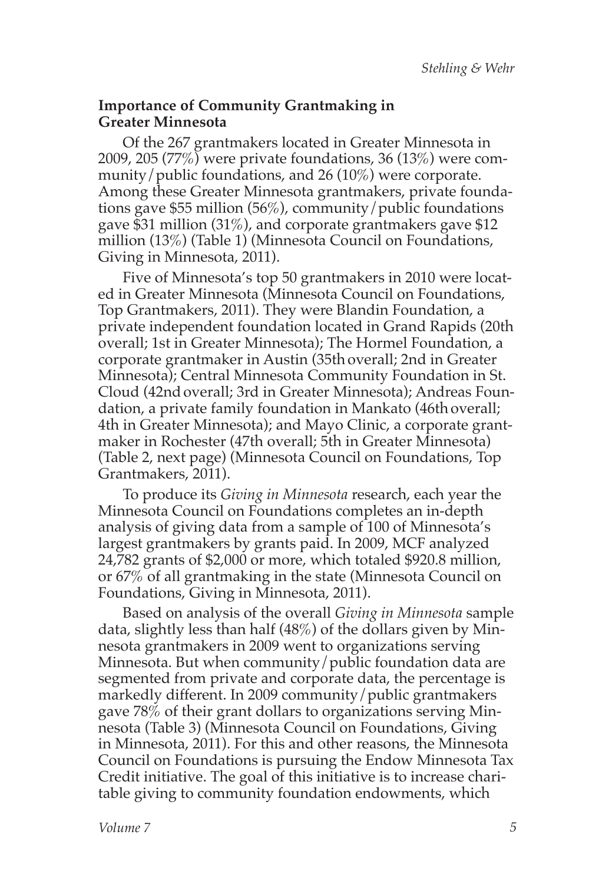**Importance of Community Grantmaking in Greater Minnesota**

Of the 267 grantmakers located in Greater Minnesota in 2009, 205 (77%) were private foundations, 36 (13%) were community/public foundations, and 26 (10%) were corporate. Among these Greater Minnesota grantmakers, private foundations gave $55 million (56%), community/public foundations gave $31 million (31%), and corporate grantmakers gave $12 million (13%) (Table 1) (Minnesota Council on Foundations, Giving in Minnesota, 2011).

Five of Minnesota's top 50 grantmakers in 2010 were located in Greater Minnesota (Minnesota Council on Foundations, Top Grantmakers, 2011). They were Blandin Foundation, a private independent foundation located in Grand Rapids (20th overall; 1st in Greater Minnesota); The Hormel Foundation, a corporate grantmaker in Austin (35th overall; 2nd in Greater Minnesota); Central Minnesota Community Foundation in St. Cloud (42nd overall; 3rd in Greater Minnesota); Andreas Foundation, a private family foundation in Mankato (46th overall; 4th in Greater Minnesota); and Mayo Clinic, a corporate grantmaker in Rochester (47th overall; 5th in Greater Minnesota) (Table 2, next page) (Minnesota Council on Foundations, Top Grantmakers, 2011).

To produce its *Giving in Minnesota* research, each year the Minnesota Council on Foundations completes an in-depth analysis of giving data from a sample of 100 of Minnesota's largest grantmakers by grants paid. In 2009, MCF analyzed 24,782 grants of $2,000 or more, which totaled $920.8 million, or 67% of all grantmaking in the state (Minnesota Council on Foundations, Giving in Minnesota, 2011).

Based on analysis of the overall *Giving in Minnesota* sample data, slightly less than half (48%) of the dollars given by Minnesota grantmakers in 2009 went to organizations serving Minnesota. But when community/public foundation data are segmented from private and corporate data, the percentage is markedly different. In 2009 community/public grantmakers gave 78% of their grant dollars to organizations serving Minnesota (Table 3) (Minnesota Council on Foundations, Giving in Minnesota, 2011). For this and other reasons, the Minnesota Council on Foundations is pursuing the Endow Minnesota Tax Credit initiative. The goal of this initiative is to increase charitable giving to community foundation endowments, which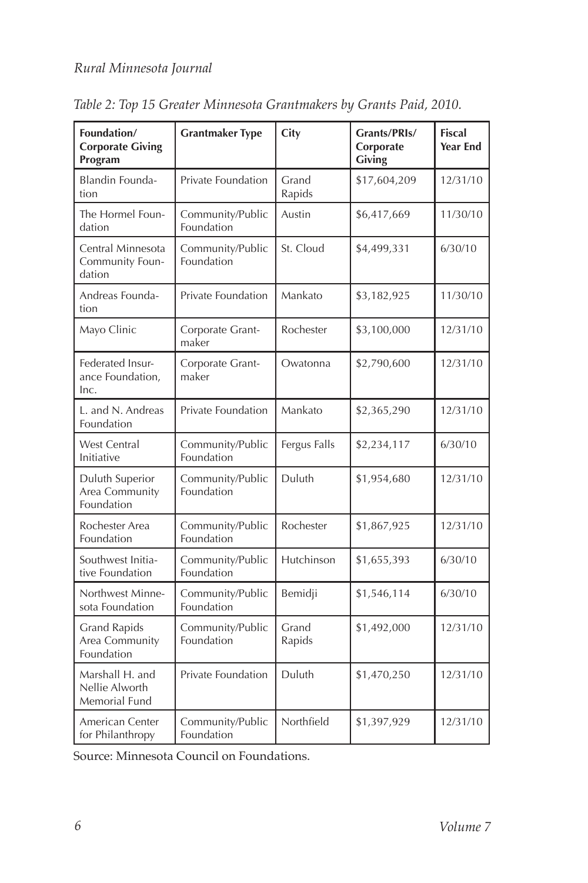*Table 2: Top 15 Greater Minnesota Grantmakers by Grants Paid, 2010.*

| Foundation/ Corporate Giving Program | Grantmaker Type | City | Grants/PRIs/ Corporate Giving | Fiscal Year End |
|---|---|---|---|---|
| Blandin Foundation | Private Foundation | Grand Rapids | $17,604,209 | 12/31/10 |
| The Hormel Foundation | Community/Public Foundation | Austin | $6,417,669 | 11/30/10 |
| Central Minnesota Community Foundation | Community/Public Foundation | St. Cloud | $4,499,331 | 6/30/10 |
| Andreas Foundation | Private Foundation | Mankato | $3,182,925 | 11/30/10 |
| Mayo Clinic | Corporate Grantmaker | Rochester | $3,100,000 | 12/31/10 |
| Federated Insurance Foundation, Inc. | Corporate Grantmaker | Owatonna | $2,790,600 | 12/31/10 |
| L. and N. Andreas Foundation | Private Foundation | Mankato | $2,365,290 | 12/31/10 |
| West Central Initiative | Community/Public Foundation | Fergus Falls | $2,234,117 | 6/30/10 |
| Duluth Superior Area Community Foundation | Community/Public Foundation | Duluth | $1,954,680 | 12/31/10 |
| Rochester Area Foundation | Community/Public Foundation | Rochester | $1,867,925 | 12/31/10 |
| Southwest Initiative Foundation | Community/Public Foundation | Hutchinson | $1,655,393 | 6/30/10 |
| Northwest Minnesota Foundation | Community/Public Foundation | Bemidji | $1,546,114 | 6/30/10 |
| Grand Rapids Area Community Foundation | Community/Public Foundation | Grand Rapids | $1,492,000 | 12/31/10 |
| Marshall H. and Nellie Alworth Memorial Fund | Private Foundation | Duluth | $1,470,250 | 12/31/10 |
| American Center for Philanthropy | Community/Public Foundation | Northfield | $1,397,929 | 12/31/10 |

Source: Minnesota Council on Foundations.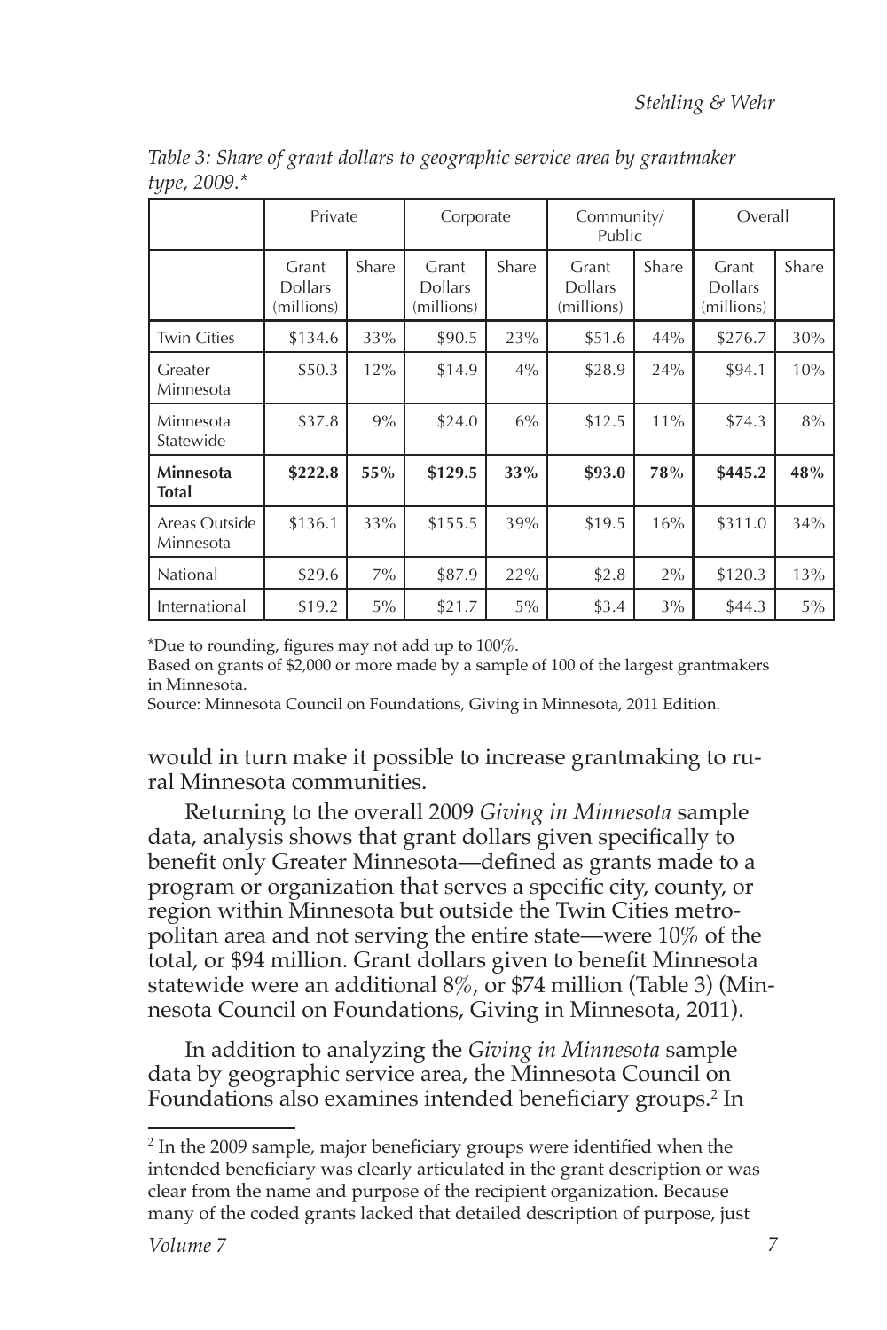*Table 3: Share of grant dollars to geographic service area by grantmaker type, 2009.**

| | Private | | Corporate | | Community/ Public | | Overall | |
|---|---|---|---|---|---|---|---|---|
| | Grant Dollars (millions) | Share | Grant Dollars (millions) | Share | Grant Dollars (millions) | Share | Grant Dollars (millions) | Share |
| Twin Cities | $134.6 | 33% | $90.5 | 23% | $51.6 | 44% | $276.7 | 30% |
| Greater Minnesota | $50.3 | 12% | $14.9 | 4% | $28.9 | 24% | $94.1 | 10% |
| Minnesota Statewide | $37.8 | 9% | $24.0 | 6% | $12.5 | 11% | $74.3 | 8% |
| **Minnesota Total** | **$222.8** | **55%** | **$129.5** | **33%** | **$93.0** | **78%** | **$445.2** | **48%** |
| Areas Outside Minnesota | $136.1 | 33% | $155.5 | 39% | $19.5 | 16% | $311.0 | 34% |
| National | $29.6 | 7% | $87.9 | 22% | $2.8 | 2% | $120.3 | 13% |
| International | $19.2 | 5% | $21.7 | 5% | $3.4 | 3% | $44.3 | 5% |

*Due to rounding, figures may not add up to 100%.
Based on grants of $2,000 or more made by a sample of 100 of the largest grantmakers in Minnesota.
Source: Minnesota Council on Foundations, Giving in Minnesota, 2011 Edition.

would in turn make it possible to increase grantmaking to rural Minnesota communities.

Returning to the overall 2009 *Giving in Minnesota* sample data, analysis shows that grant dollars given specifically to benefit only Greater Minnesota—defined as grants made to a program or organization that serves a specific city, county, or region within Minnesota but outside the Twin Cities metropolitan area and not serving the entire state—were 10% of the total, or $94 million. Grant dollars given to benefit Minnesota statewide were an additional 8%, or $74 million (Table 3) (Minnesota Council on Foundations, Giving in Minnesota, 2011).

In addition to analyzing the *Giving in Minnesota* sample data by geographic service area, the Minnesota Council on Foundations also examines intended beneficiary groups.[2] In

[2] In the 2009 sample, major beneficiary groups were identified when the intended beneficiary was clearly articulated in the grant description or was clear from the name and purpose of the recipient organization. Because many of the coded grants lacked that detailed description of purpose, just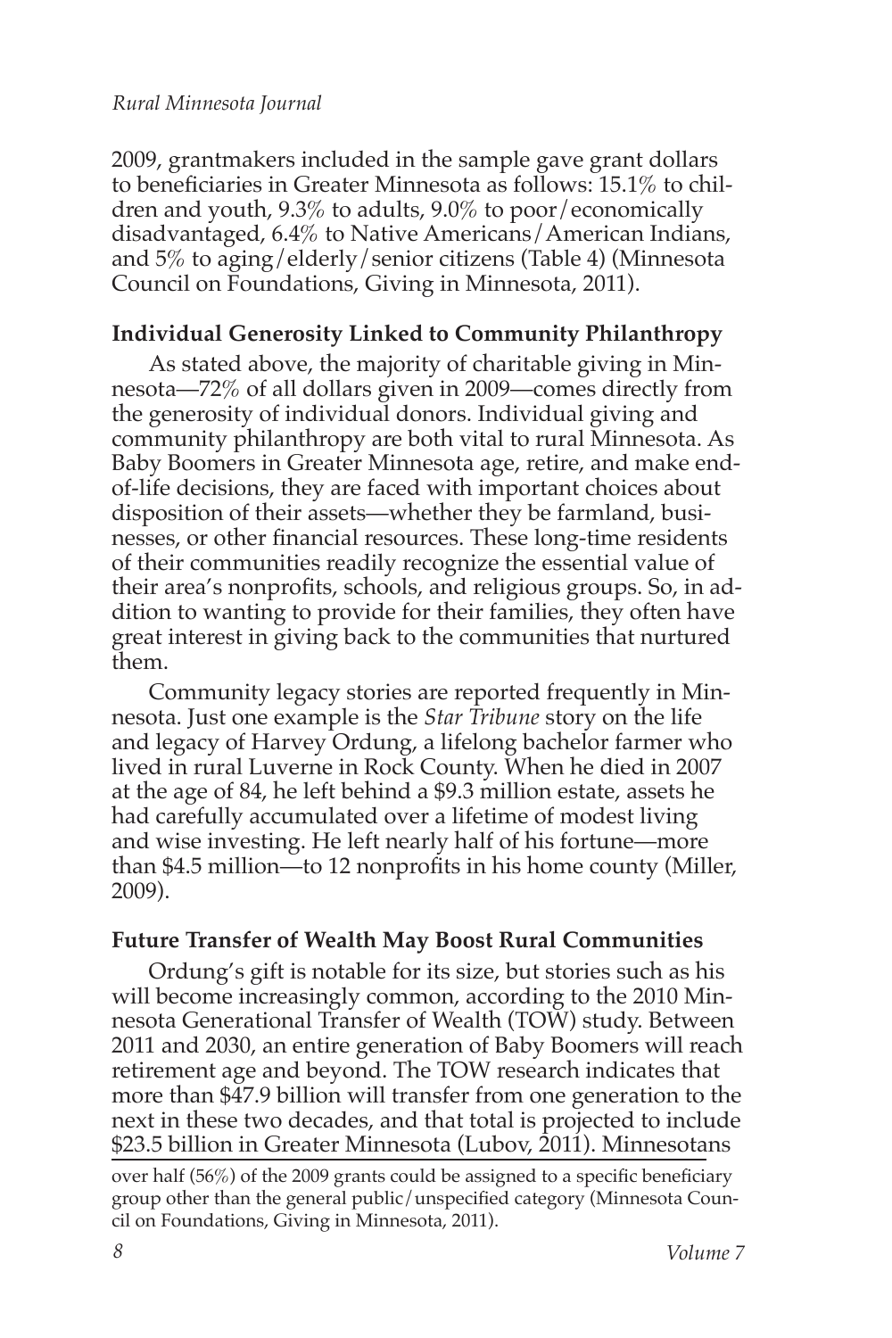2009, grantmakers included in the sample gave grant dollars to beneficiaries in Greater Minnesota as follows: 15.1% to children and youth, 9.3% to adults, 9.0% to poor/economically disadvantaged, 6.4% to Native Americans/American Indians, and 5% to aging/elderly/senior citizens (Table 4) (Minnesota Council on Foundations, Giving in Minnesota, 2011).

**Individual Generosity Linked to Community Philanthropy**

As stated above, the majority of charitable giving in Minnesota—72% of all dollars given in 2009—comes directly from the generosity of individual donors. Individual giving and community philanthropy are both vital to rural Minnesota. As Baby Boomers in Greater Minnesota age, retire, and make end-of-life decisions, they are faced with important choices about disposition of their assets—whether they be farmland, businesses, or other financial resources. These long-time residents of their communities readily recognize the essential value of their area's nonprofits, schools, and religious groups. So, in addition to wanting to provide for their families, they often have great interest in giving back to the communities that nurtured them.

Community legacy stories are reported frequently in Minnesota. Just one example is the *Star Tribune* story on the life and legacy of Harvey Ordung, a lifelong bachelor farmer who lived in rural Luverne in Rock County. When he died in 2007 at the age of 84, he left behind a $9.3 million estate, assets he had carefully accumulated over a lifetime of modest living and wise investing. He left nearly half of his fortune—more than $4.5 million—to 12 nonprofits in his home county (Miller, 2009).

**Future Transfer of Wealth May Boost Rural Communities**

Ordung's gift is notable for its size, but stories such as his will become increasingly common, according to the 2010 Minnesota Generational Transfer of Wealth (TOW) study. Between 2011 and 2030, an entire generation of Baby Boomers will reach retirement age and beyond. The TOW research indicates that more than $47.9 billion will transfer from one generation to the next in these two decades, and that total is projected to include $23.5 billion in Greater Minnesota (Lubov, 2011). Minnesotans

over half (56%) of the 2009 grants could be assigned to a specific beneficiary group other than the general public/unspecified category (Minnesota Council on Foundations, Giving in Minnesota, 2011).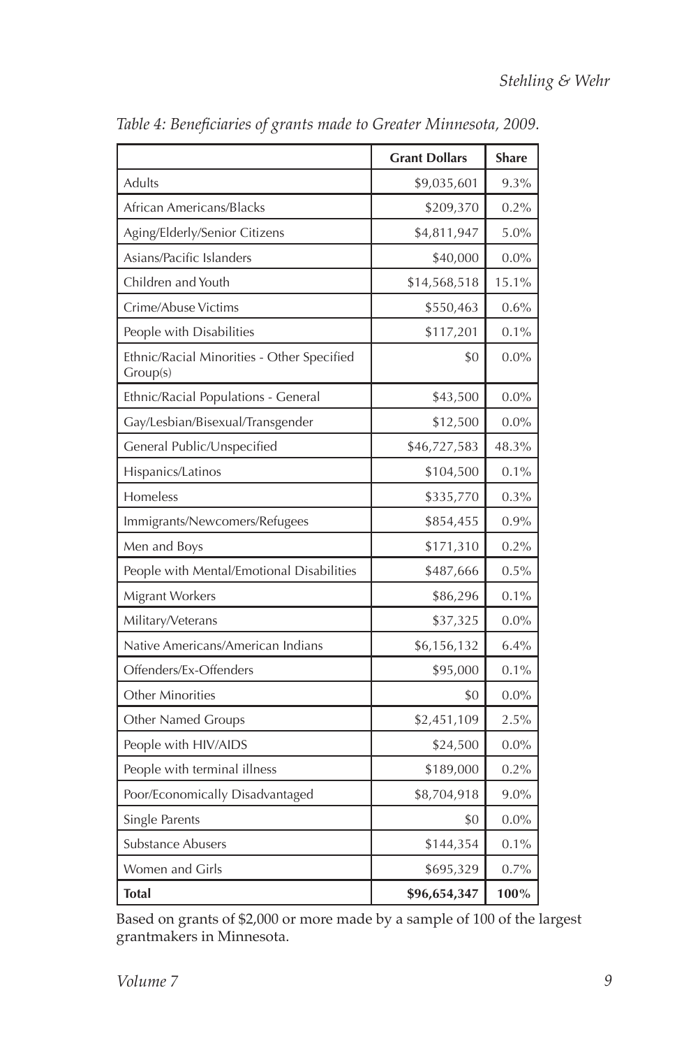*Table 4: Beneficiaries of grants made to Greater Minnesota, 2009.*

| | Grant Dollars | Share |
|---|---|---|
| Adults | $9,035,601 | 9.3% |
| African Americans/Blacks | $209,370 | 0.2% |
| Aging/Elderly/Senior Citizens | $4,811,947 | 5.0% |
| Asians/Pacific Islanders | $40,000 | 0.0% |
| Children and Youth | $14,568,518 | 15.1% |
| Crime/Abuse Victims | $550,463 | 0.6% |
| People with Disabilities | $117,201 | 0.1% |
| Ethnic/Racial Minorities - Other Specified Group(s) | $0 | 0.0% |
| Ethnic/Racial Populations - General | $43,500 | 0.0% |
| Gay/Lesbian/Bisexual/Transgender | $12,500 | 0.0% |
| General Public/Unspecified | $46,727,583 | 48.3% |
| Hispanics/Latinos | $104,500 | 0.1% |
| Homeless | $335,770 | 0.3% |
| Immigrants/Newcomers/Refugees | $854,455 | 0.9% |
| Men and Boys | $171,310 | 0.2% |
| People with Mental/Emotional Disabilities | $487,666 | 0.5% |
| Migrant Workers | $86,296 | 0.1% |
| Military/Veterans | $37,325 | 0.0% |
| Native Americans/American Indians | $6,156,132 | 6.4% |
| Offenders/Ex-Offenders | $95,000 | 0.1% |
| Other Minorities | $0 | 0.0% |
| Other Named Groups | $2,451,109 | 2.5% |
| People with HIV/AIDS | $24,500 | 0.0% |
| People with terminal illness | $189,000 | 0.2% |
| Poor/Economically Disadvantaged | $8,704,918 | 9.0% |
| Single Parents | $0 | 0.0% |
| Substance Abusers | $144,354 | 0.1% |
| Women and Girls | $695,329 | 0.7% |
| **Total** | **$96,654,347** | **100%** |

Based on grants of $2,000 or more made by a sample of 100 of the largest grantmakers in Minnesota.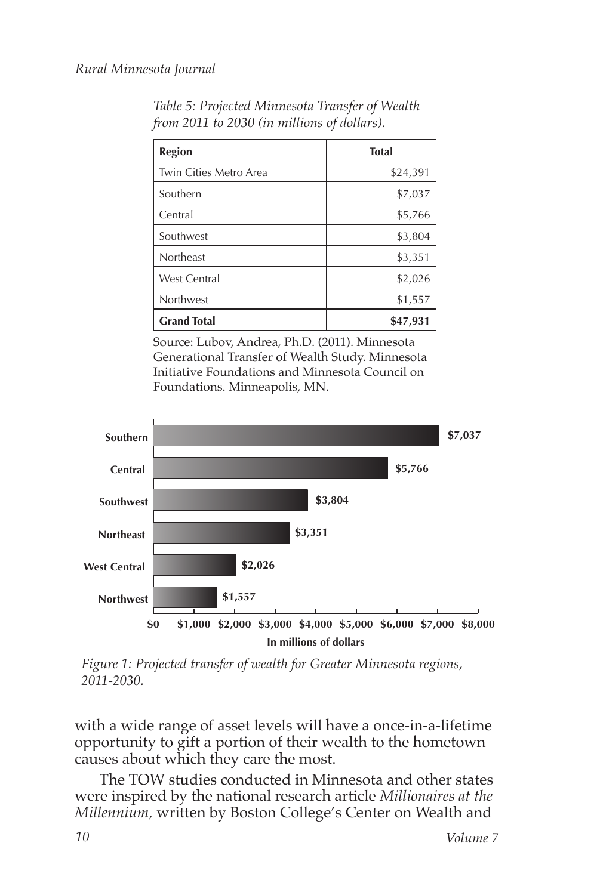*Table 5: Projected Minnesota Transfer of Wealth from 2011 to 2030 (in millions of dollars).*

| Region | Total |
|---|---|
| Twin Cities Metro Area | $24,391 |
| Southern | $7,037 |
| Central | $5,766 |
| Southwest | $3,804 |
| Northeast | $3,351 |
| West Central | $2,026 |
| Northwest | $1,557 |
| **Grand Total** | **$47,931** |

Source: Lubov, Andrea, Ph.D. (2011). Minnesota Generational Transfer of Wealth Study. Minnesota Initiative Foundations and Minnesota Council on Foundations. Minneapolis, MN.

| Region | In millions of dollars |
|---|---|
| Southern | $7,037 |
| Central | $5,766 |
| Southwest | $3,804 |
| Northeast | $3,351 |
| West Central | $2,026 |
| Northwest | $1,557 |

*Figure 1: Projected transfer of wealth for Greater Minnesota regions, 2011-2030.*

with a wide range of asset levels will have a once-in-a-lifetime opportunity to gift a portion of their wealth to the hometown causes about which they care the most.

The TOW studies conducted in Minnesota and other states were inspired by the national research article *Millionaires at the Millennium,* written by Boston College's Center on Wealth and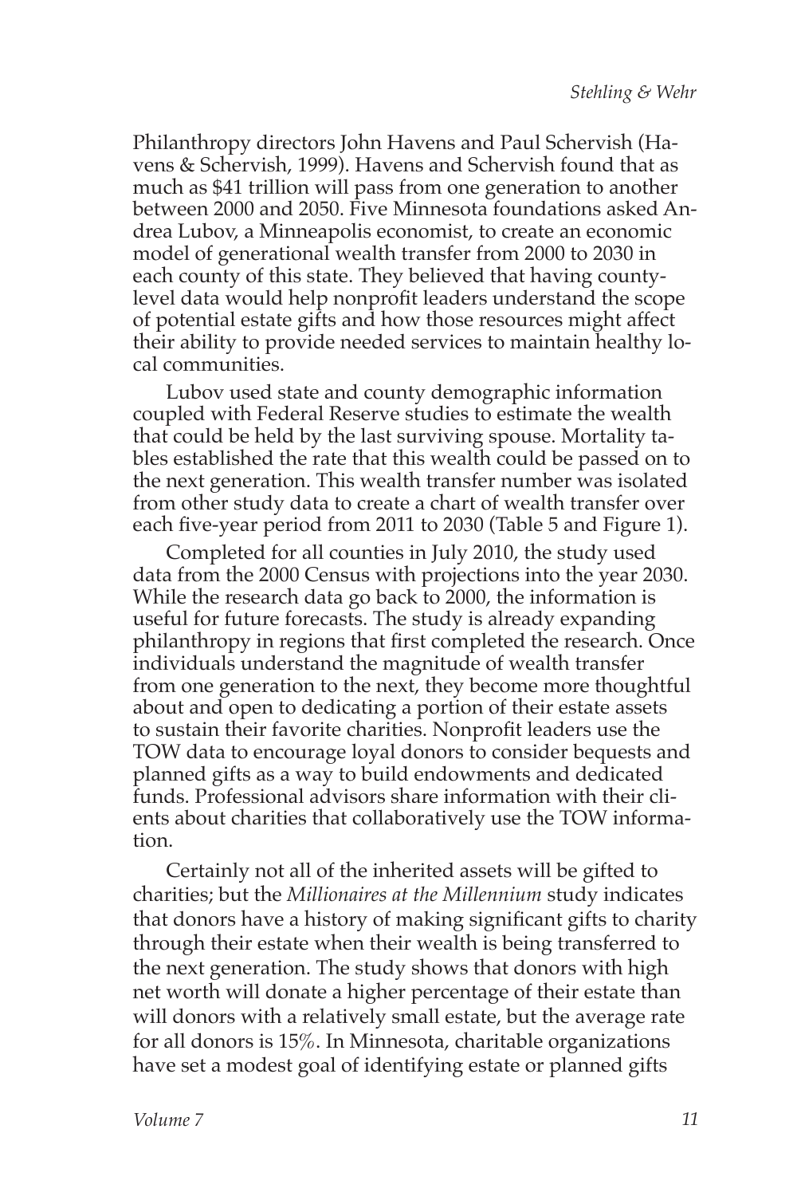Philanthropy directors John Havens and Paul Schervish (Havens & Schervish, 1999). Havens and Schervish found that as much as $41 trillion will pass from one generation to another between 2000 and 2050. Five Minnesota foundations asked Andrea Lubov, a Minneapolis economist, to create an economic model of generational wealth transfer from 2000 to 2030 in each county of this state. They believed that having county-level data would help nonprofit leaders understand the scope of potential estate gifts and how those resources might affect their ability to provide needed services to maintain healthy local communities.

Lubov used state and county demographic information coupled with Federal Reserve studies to estimate the wealth that could be held by the last surviving spouse. Mortality tables established the rate that this wealth could be passed on to the next generation. This wealth transfer number was isolated from other study data to create a chart of wealth transfer over each five-year period from 2011 to 2030 (Table 5 and Figure 1).

Completed for all counties in July 2010, the study used data from the 2000 Census with projections into the year 2030. While the research data go back to 2000, the information is useful for future forecasts. The study is already expanding philanthropy in regions that first completed the research. Once individuals understand the magnitude of wealth transfer from one generation to the next, they become more thoughtful about and open to dedicating a portion of their estate assets to sustain their favorite charities. Nonprofit leaders use the TOW data to encourage loyal donors to consider bequests and planned gifts as a way to build endowments and dedicated funds. Professional advisors share information with their clients about charities that collaboratively use the TOW information.

Certainly not all of the inherited assets will be gifted to charities; but the *Millionaires at the Millennium* study indicates that donors have a history of making significant gifts to charity through their estate when their wealth is being transferred to the next generation. The study shows that donors with high net worth will donate a higher percentage of their estate than will donors with a relatively small estate, but the average rate for all donors is 15%. In Minnesota, charitable organizations have set a modest goal of identifying estate or planned gifts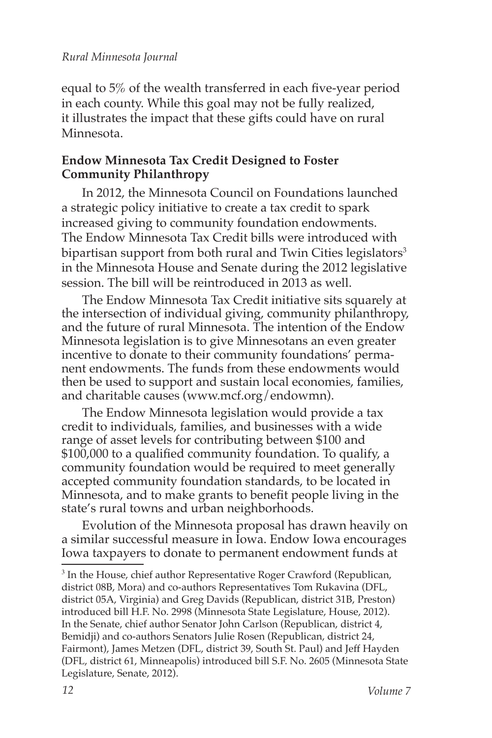equal to 5% of the wealth transferred in each five-year period in each county. While this goal may not be fully realized, it illustrates the impact that these gifts could have on rural Minnesota.

**Endow Minnesota Tax Credit Designed to Foster Community Philanthropy**

In 2012, the Minnesota Council on Foundations launched a strategic policy initiative to create a tax credit to spark increased giving to community foundation endowments. The Endow Minnesota Tax Credit bills were introduced with bipartisan support from both rural and Twin Cities legislators[3] in the Minnesota House and Senate during the 2012 legislative session. The bill will be reintroduced in 2013 as well.

The Endow Minnesota Tax Credit initiative sits squarely at the intersection of individual giving, community philanthropy, and the future of rural Minnesota. The intention of the Endow Minnesota legislation is to give Minnesotans an even greater incentive to donate to their community foundations' permanent endowments. The funds from these endowments would then be used to support and sustain local economies, families, and charitable causes (www.mcf.org/endowmn).

The Endow Minnesota legislation would provide a tax credit to individuals, families, and businesses with a wide range of asset levels for contributing between $100 and $100,000 to a qualified community foundation. To qualify, a community foundation would be required to meet generally accepted community foundation standards, to be located in Minnesota, and to make grants to benefit people living in the state's rural towns and urban neighborhoods.

Evolution of the Minnesota proposal has drawn heavily on a similar successful measure in Iowa. Endow Iowa encourages Iowa taxpayers to donate to permanent endowment funds at

---

[3] In the House, chief author Representative Roger Crawford (Republican, district 08B, Mora) and co-authors Representatives Tom Rukavina (DFL, district 05A, Virginia) and Greg Davids (Republican, district 31B, Preston) introduced bill H.F. No. 2998 (Minnesota State Legislature, House, 2012). In the Senate, chief author Senator John Carlson (Republican, district 4, Bemidji) and co-authors Senators Julie Rosen (Republican, district 24, Fairmont), James Metzen (DFL, district 39, South St. Paul) and Jeff Hayden (DFL, district 61, Minneapolis) introduced bill S.F. No. 2605 (Minnesota State Legislature, Senate, 2012).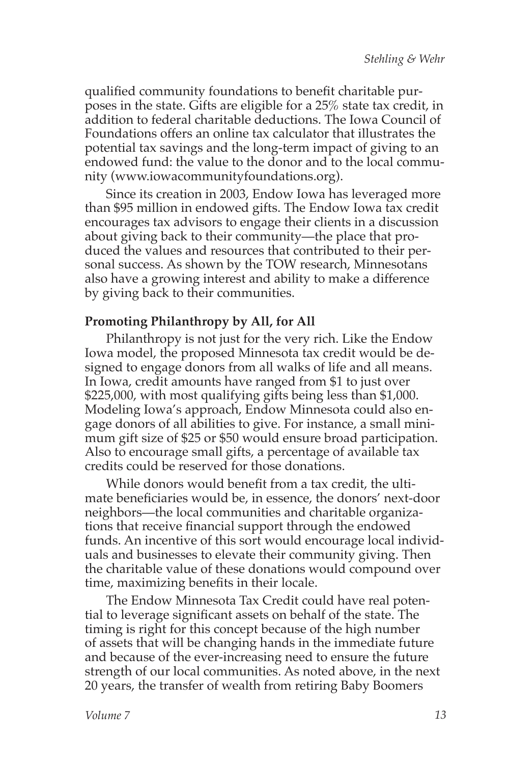qualified community foundations to benefit charitable purposes in the state. Gifts are eligible for a 25% state tax credit, in addition to federal charitable deductions. The Iowa Council of Foundations offers an online tax calculator that illustrates the potential tax savings and the long-term impact of giving to an endowed fund: the value to the donor and to the local community (www.iowacommunityfoundations.org).

Since its creation in 2003, Endow Iowa has leveraged more than $95 million in endowed gifts. The Endow Iowa tax credit encourages tax advisors to engage their clients in a discussion about giving back to their community—the place that produced the values and resources that contributed to their personal success. As shown by the TOW research, Minnesotans also have a growing interest and ability to make a difference by giving back to their communities.

**Promoting Philanthropy by All, for All**

Philanthropy is not just for the very rich. Like the Endow Iowa model, the proposed Minnesota tax credit would be designed to engage donors from all walks of life and all means. In Iowa, credit amounts have ranged from $1 to just over $225,000, with most qualifying gifts being less than $1,000. Modeling Iowa's approach, Endow Minnesota could also engage donors of all abilities to give. For instance, a small minimum gift size of $25 or $50 would ensure broad participation. Also to encourage small gifts, a percentage of available tax credits could be reserved for those donations.

While donors would benefit from a tax credit, the ultimate beneficiaries would be, in essence, the donors' next-door neighbors—the local communities and charitable organizations that receive financial support through the endowed funds. An incentive of this sort would encourage local individuals and businesses to elevate their community giving. Then the charitable value of these donations would compound over time, maximizing benefits in their locale.

The Endow Minnesota Tax Credit could have real potential to leverage significant assets on behalf of the state. The timing is right for this concept because of the high number of assets that will be changing hands in the immediate future and because of the ever-increasing need to ensure the future strength of our local communities. As noted above, in the next 20 years, the transfer of wealth from retiring Baby Boomers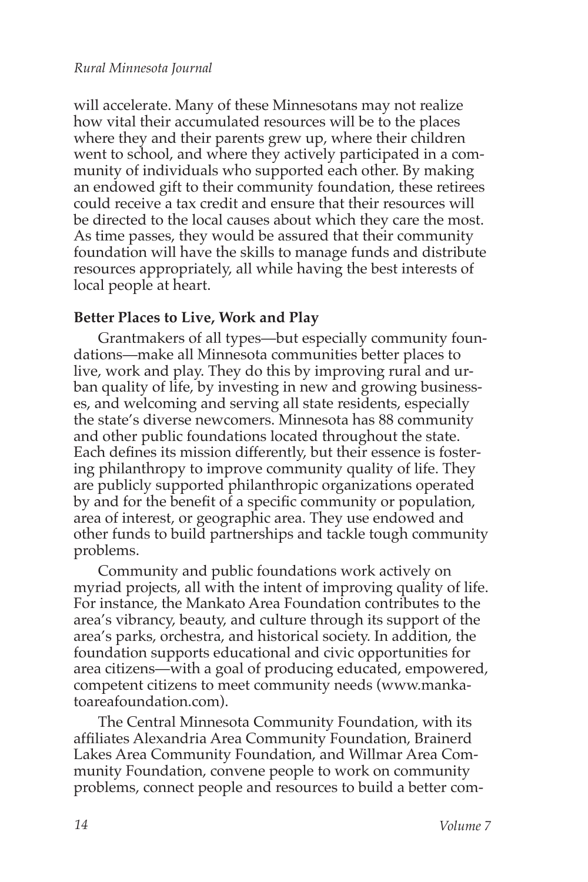will accelerate. Many of these Minnesotans may not realize how vital their accumulated resources will be to the places where they and their parents grew up, where their children went to school, and where they actively participated in a community of individuals who supported each other. By making an endowed gift to their community foundation, these retirees could receive a tax credit and ensure that their resources will be directed to the local causes about which they care the most. As time passes, they would be assured that their community foundation will have the skills to manage funds and distribute resources appropriately, all while having the best interests of local people at heart.

**Better Places to Live, Work and Play**

Grantmakers of all types—but especially community foundations—make all Minnesota communities better places to live, work and play. They do this by improving rural and urban quality of life, by investing in new and growing businesses, and welcoming and serving all state residents, especially the state's diverse newcomers. Minnesota has 88 community and other public foundations located throughout the state. Each defines its mission differently, but their essence is fostering philanthropy to improve community quality of life. They are publicly supported philanthropic organizations operated by and for the benefit of a specific community or population, area of interest, or geographic area. They use endowed and other funds to build partnerships and tackle tough community problems.

Community and public foundations work actively on myriad projects, all with the intent of improving quality of life. For instance, the Mankato Area Foundation contributes to the area's vibrancy, beauty, and culture through its support of the area's parks, orchestra, and historical society. In addition, the foundation supports educational and civic opportunities for area citizens—with a goal of producing educated, empowered, competent citizens to meet community needs (www.mankatoareafoundation.com).

The Central Minnesota Community Foundation, with its affiliates Alexandria Area Community Foundation, Brainerd Lakes Area Community Foundation, and Willmar Area Community Foundation, convene people to work on community problems, connect people and resources to build a better com-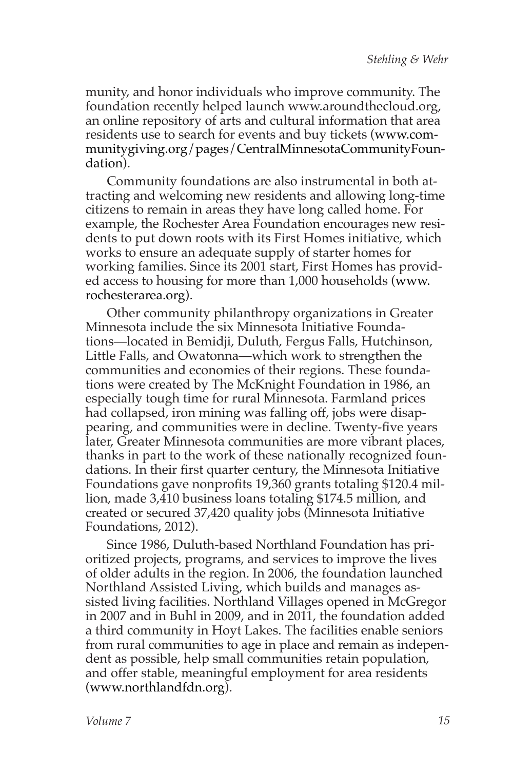munity, and honor individuals who improve community. The foundation recently helped launch www.aroundthecloud.org, an online repository of arts and cultural information that area residents use to search for events and buy tickets (www.communitygiving.org/pages/CentralMinnesotaCommunityFoundation).

Community foundations are also instrumental in both attracting and welcoming new residents and allowing long-time citizens to remain in areas they have long called home. For example, the Rochester Area Foundation encourages new residents to put down roots with its First Homes initiative, which works to ensure an adequate supply of starter homes for working families. Since its 2001 start, First Homes has provided access to housing for more than 1,000 households (www.rochesterarea.org).

Other community philanthropy organizations in Greater Minnesota include the six Minnesota Initiative Foundations—located in Bemidji, Duluth, Fergus Falls, Hutchinson, Little Falls, and Owatonna—which work to strengthen the communities and economies of their regions. These foundations were created by The McKnight Foundation in 1986, an especially tough time for rural Minnesota. Farmland prices had collapsed, iron mining was falling off, jobs were disappearing, and communities were in decline. Twenty-five years later, Greater Minnesota communities are more vibrant places, thanks in part to the work of these nationally recognized foundations. In their first quarter century, the Minnesota Initiative Foundations gave nonprofits 19,360 grants totaling $120.4 million, made 3,410 business loans totaling $174.5 million, and created or secured 37,420 quality jobs (Minnesota Initiative Foundations, 2012).

Since 1986, Duluth-based Northland Foundation has prioritized projects, programs, and services to improve the lives of older adults in the region. In 2006, the foundation launched Northland Assisted Living, which builds and manages assisted living facilities. Northland Villages opened in McGregor in 2007 and in Buhl in 2009, and in 2011, the foundation added a third community in Hoyt Lakes. The facilities enable seniors from rural communities to age in place and remain as independent as possible, help small communities retain population, and offer stable, meaningful employment for area residents (www.northlandfdn.org).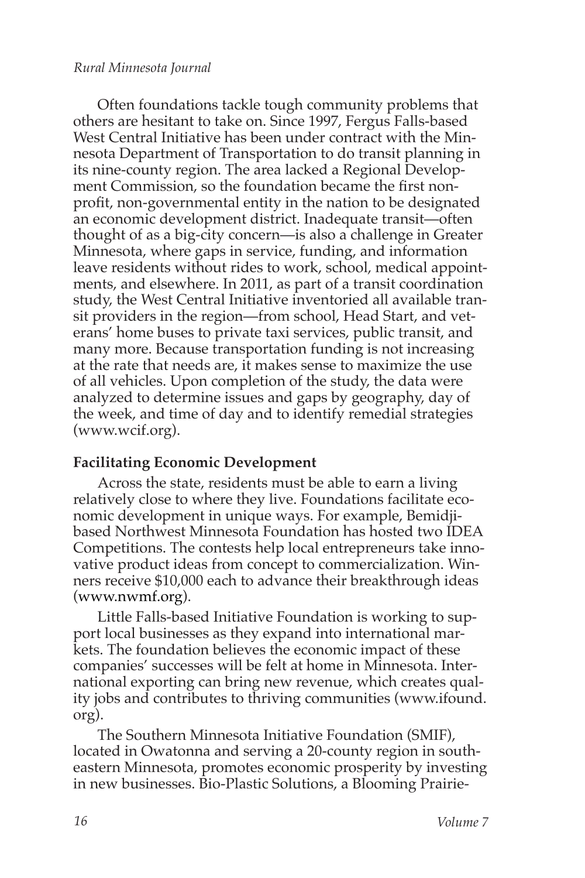Often foundations tackle tough community problems that others are hesitant to take on. Since 1997, Fergus Falls-based West Central Initiative has been under contract with the Minnesota Department of Transportation to do transit planning in its nine-county region. The area lacked a Regional Development Commission, so the foundation became the first non-profit, non-governmental entity in the nation to be designated an economic development district. Inadequate transit—often thought of as a big-city concern—is also a challenge in Greater Minnesota, where gaps in service, funding, and information leave residents without rides to work, school, medical appointments, and elsewhere. In 2011, as part of a transit coordination study, the West Central Initiative inventoried all available transit providers in the region—from school, Head Start, and veterans' home buses to private taxi services, public transit, and many more. Because transportation funding is not increasing at the rate that needs are, it makes sense to maximize the use of all vehicles. Upon completion of the study, the data were analyzed to determine issues and gaps by geography, day of the week, and time of day and to identify remedial strategies (www.wcif.org).

**Facilitating Economic Development**

Across the state, residents must be able to earn a living relatively close to where they live. Foundations facilitate economic development in unique ways. For example, Bemidji-based Northwest Minnesota Foundation has hosted two IDEA Competitions. The contests help local entrepreneurs take innovative product ideas from concept to commercialization. Winners receive $10,000 each to advance their breakthrough ideas (www.nwmf.org).

Little Falls-based Initiative Foundation is working to support local businesses as they expand into international markets. The foundation believes the economic impact of these companies' successes will be felt at home in Minnesota. International exporting can bring new revenue, which creates quality jobs and contributes to thriving communities (www.ifound.org).

The Southern Minnesota Initiative Foundation (SMIF), located in Owatonna and serving a 20-county region in southeastern Minnesota, promotes economic prosperity by investing in new businesses. Bio-Plastic Solutions, a Blooming Prairie-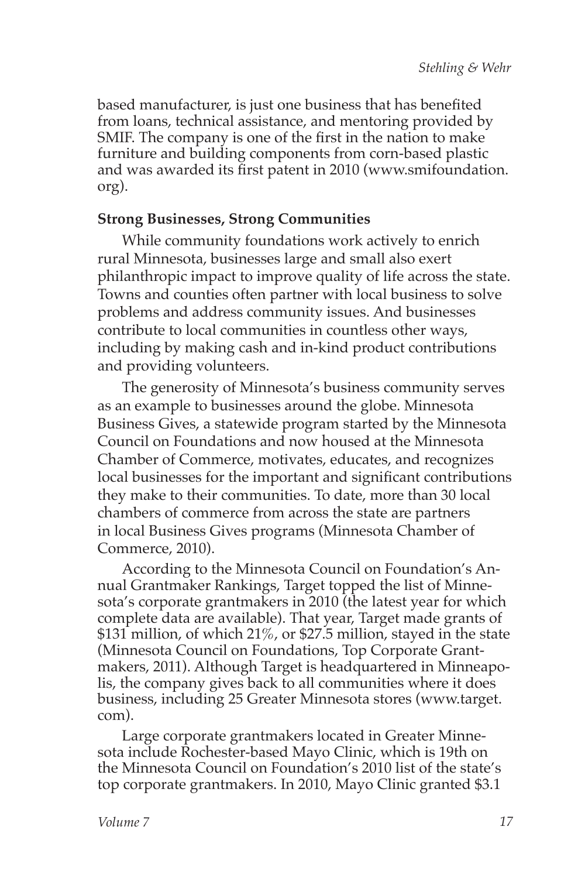based manufacturer, is just one business that has benefited from loans, technical assistance, and mentoring provided by SMIF. The company is one of the first in the nation to make furniture and building components from corn-based plastic and was awarded its first patent in 2010 (www.smifoundation.org).

**Strong Businesses, Strong Communities**

While community foundations work actively to enrich rural Minnesota, businesses large and small also exert philanthropic impact to improve quality of life across the state. Towns and counties often partner with local business to solve problems and address community issues. And businesses contribute to local communities in countless other ways, including by making cash and in-kind product contributions and providing volunteers.

The generosity of Minnesota's business community serves as an example to businesses around the globe. Minnesota Business Gives, a statewide program started by the Minnesota Council on Foundations and now housed at the Minnesota Chamber of Commerce, motivates, educates, and recognizes local businesses for the important and significant contributions they make to their communities. To date, more than 30 local chambers of commerce from across the state are partners in local Business Gives programs (Minnesota Chamber of Commerce, 2010).

According to the Minnesota Council on Foundation's Annual Grantmaker Rankings, Target topped the list of Minnesota's corporate grantmakers in 2010 (the latest year for which complete data are available). That year, Target made grants of $131 million, of which 21%, or $27.5 million, stayed in the state (Minnesota Council on Foundations, Top Corporate Grantmakers, 2011). Although Target is headquartered in Minneapolis, the company gives back to all communities where it does business, including 25 Greater Minnesota stores (www.target.com).

Large corporate grantmakers located in Greater Minnesota include Rochester-based Mayo Clinic, which is 19th on the Minnesota Council on Foundation's 2010 list of the state's top corporate grantmakers. In 2010, Mayo Clinic granted $3.1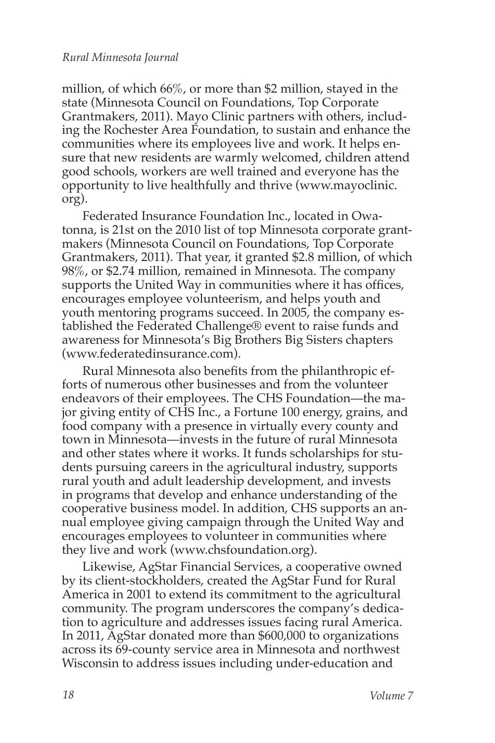million, of which 66%, or more than $2 million, stayed in the state (Minnesota Council on Foundations, Top Corporate Grantmakers, 2011). Mayo Clinic partners with others, including the Rochester Area Foundation, to sustain and enhance the communities where its employees live and work. It helps ensure that new residents are warmly welcomed, children attend good schools, workers are well trained and everyone has the opportunity to live healthfully and thrive (www.mayoclinic.org).

Federated Insurance Foundation Inc., located in Owatonna, is 21st on the 2010 list of top Minnesota corporate grantmakers (Minnesota Council on Foundations, Top Corporate Grantmakers, 2011). That year, it granted $2.8 million, of which 98%, or $2.74 million, remained in Minnesota. The company supports the United Way in communities where it has offices, encourages employee volunteerism, and helps youth and youth mentoring programs succeed. In 2005, the company established the Federated Challenge® event to raise funds and awareness for Minnesota's Big Brothers Big Sisters chapters (www.federatedinsurance.com).

Rural Minnesota also benefits from the philanthropic efforts of numerous other businesses and from the volunteer endeavors of their employees. The CHS Foundation—the major giving entity of CHS Inc., a Fortune 100 energy, grains, and food company with a presence in virtually every county and town in Minnesota—invests in the future of rural Minnesota and other states where it works. It funds scholarships for students pursuing careers in the agricultural industry, supports rural youth and adult leadership development, and invests in programs that develop and enhance understanding of the cooperative business model. In addition, CHS supports an annual employee giving campaign through the United Way and encourages employees to volunteer in communities where they live and work (www.chsfoundation.org).

Likewise, AgStar Financial Services, a cooperative owned by its client-stockholders, created the AgStar Fund for Rural America in 2001 to extend its commitment to the agricultural community. The program underscores the company's dedication to agriculture and addresses issues facing rural America. In 2011, AgStar donated more than $600,000 to organizations across its 69-county service area in Minnesota and northwest Wisconsin to address issues including under-education and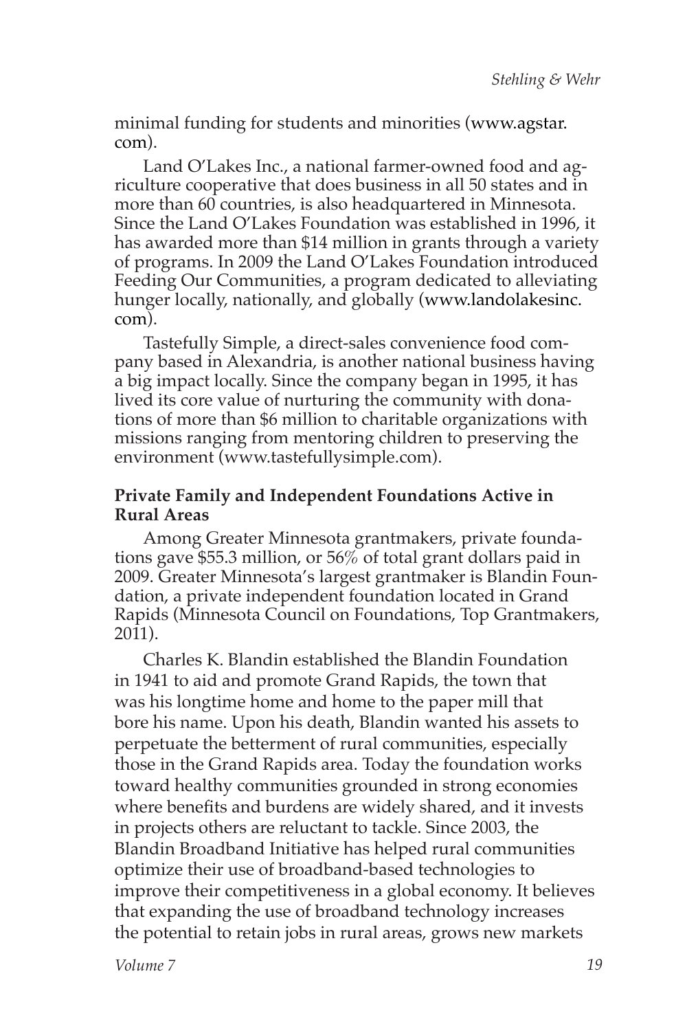minimal funding for students and minorities (www.agstar.com).

Land O'Lakes Inc., a national farmer-owned food and agriculture cooperative that does business in all 50 states and in more than 60 countries, is also headquartered in Minnesota. Since the Land O'Lakes Foundation was established in 1996, it has awarded more than $14 million in grants through a variety of programs. In 2009 the Land O'Lakes Foundation introduced Feeding Our Communities, a program dedicated to alleviating hunger locally, nationally, and globally (www.landolakesinc.com).

Tastefully Simple, a direct-sales convenience food company based in Alexandria, is another national business having a big impact locally. Since the company began in 1995, it has lived its core value of nurturing the community with donations of more than $6 million to charitable organizations with missions ranging from mentoring children to preserving the environment (www.tastefullysimple.com).

**Private Family and Independent Foundations Active in Rural Areas**

Among Greater Minnesota grantmakers, private foundations gave $55.3 million, or 56% of total grant dollars paid in 2009. Greater Minnesota's largest grantmaker is Blandin Foundation, a private independent foundation located in Grand Rapids (Minnesota Council on Foundations, Top Grantmakers, 2011).

Charles K. Blandin established the Blandin Foundation in 1941 to aid and promote Grand Rapids, the town that was his longtime home and home to the paper mill that bore his name. Upon his death, Blandin wanted his assets to perpetuate the betterment of rural communities, especially those in the Grand Rapids area. Today the foundation works toward healthy communities grounded in strong economies where benefits and burdens are widely shared, and it invests in projects others are reluctant to tackle. Since 2003, the Blandin Broadband Initiative has helped rural communities optimize their use of broadband-based technologies to improve their competitiveness in a global economy. It believes that expanding the use of broadband technology increases the potential to retain jobs in rural areas, grows new markets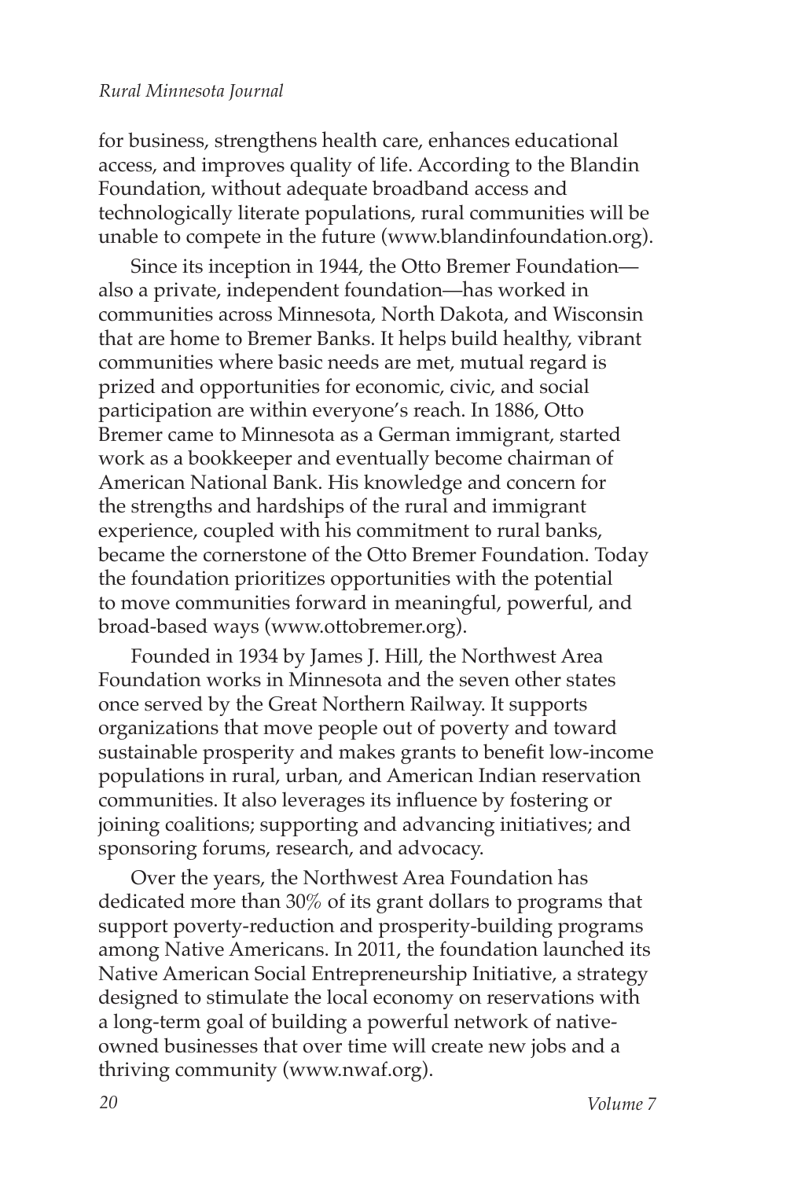for business, strengthens health care, enhances educational access, and improves quality of life. According to the Blandin Foundation, without adequate broadband access and technologically literate populations, rural communities will be unable to compete in the future (www.blandinfoundation.org).

Since its inception in 1944, the Otto Bremer Foundation—also a private, independent foundation—has worked in communities across Minnesota, North Dakota, and Wisconsin that are home to Bremer Banks. It helps build healthy, vibrant communities where basic needs are met, mutual regard is prized and opportunities for economic, civic, and social participation are within everyone's reach. In 1886, Otto Bremer came to Minnesota as a German immigrant, started work as a bookkeeper and eventually become chairman of American National Bank. His knowledge and concern for the strengths and hardships of the rural and immigrant experience, coupled with his commitment to rural banks, became the cornerstone of the Otto Bremer Foundation. Today the foundation prioritizes opportunities with the potential to move communities forward in meaningful, powerful, and broad-based ways (www.ottobremer.org).

Founded in 1934 by James J. Hill, the Northwest Area Foundation works in Minnesota and the seven other states once served by the Great Northern Railway. It supports organizations that move people out of poverty and toward sustainable prosperity and makes grants to benefit low-income populations in rural, urban, and American Indian reservation communities. It also leverages its influence by fostering or joining coalitions; supporting and advancing initiatives; and sponsoring forums, research, and advocacy.

Over the years, the Northwest Area Foundation has dedicated more than 30% of its grant dollars to programs that support poverty-reduction and prosperity-building programs among Native Americans. In 2011, the foundation launched its Native American Social Entrepreneurship Initiative, a strategy designed to stimulate the local economy on reservations with a long-term goal of building a powerful network of native-owned businesses that over time will create new jobs and a thriving community (www.nwaf.org).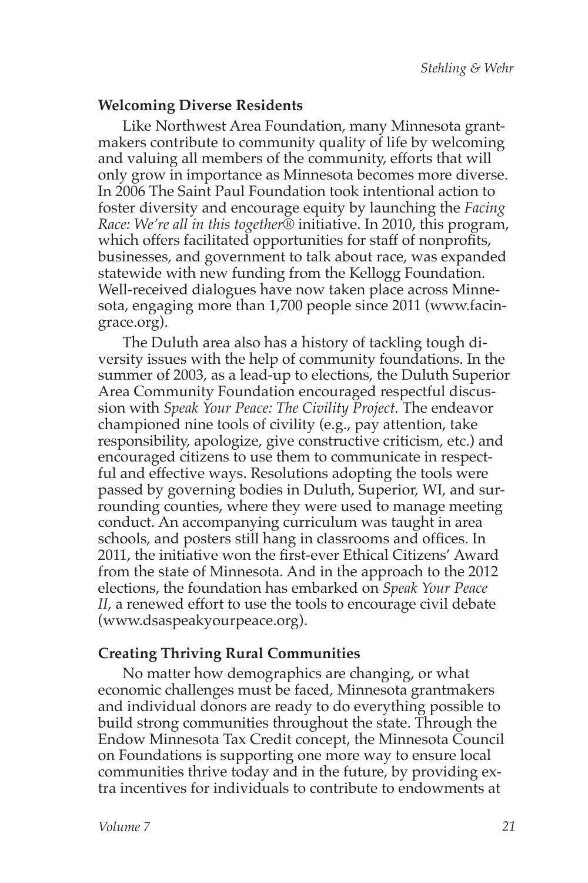### Welcoming Diverse Residents

Like Northwest Area Foundation, many Minnesota grantmakers contribute to community quality of life by welcoming and valuing all members of the community, efforts that will only grow in importance as Minnesota becomes more diverse. In 2006 The Saint Paul Foundation took intentional action to foster diversity and encourage equity by launching the *Facing Race: We're all in this together®* initiative. In 2010, this program, which offers facilitated opportunities for staff of nonprofits, businesses, and government to talk about race, was expanded statewide with new funding from the Kellogg Foundation. Well-received dialogues have now taken place across Minnesota, engaging more than 1,700 people since 2011 (www.facingrace.org).

The Duluth area also has a history of tackling tough diversity issues with the help of community foundations. In the summer of 2003, as a lead-up to elections, the Duluth Superior Area Community Foundation encouraged respectful discussion with *Speak Your Peace: The Civility Project.* The endeavor championed nine tools of civility (e.g., pay attention, take responsibility, apologize, give constructive criticism, etc.) and encouraged citizens to use them to communicate in respectful and effective ways. Resolutions adopting the tools were passed by governing bodies in Duluth, Superior, WI, and surrounding counties, where they were used to manage meeting conduct. An accompanying curriculum was taught in area schools, and posters still hang in classrooms and offices. In 2011, the initiative won the first-ever Ethical Citizens' Award from the state of Minnesota. And in the approach to the 2012 elections, the foundation has embarked on *Speak Your Peace II*, a renewed effort to use the tools to encourage civil debate (www.dsaspeakyourpeace.org).

### Creating Thriving Rural Communities

No matter how demographics are changing, or what economic challenges must be faced, Minnesota grantmakers and individual donors are ready to do everything possible to build strong communities throughout the state. Through the Endow Minnesota Tax Credit concept, the Minnesota Council on Foundations is supporting one more way to ensure local communities thrive today and in the future, by providing extra incentives for individuals to contribute to endowments at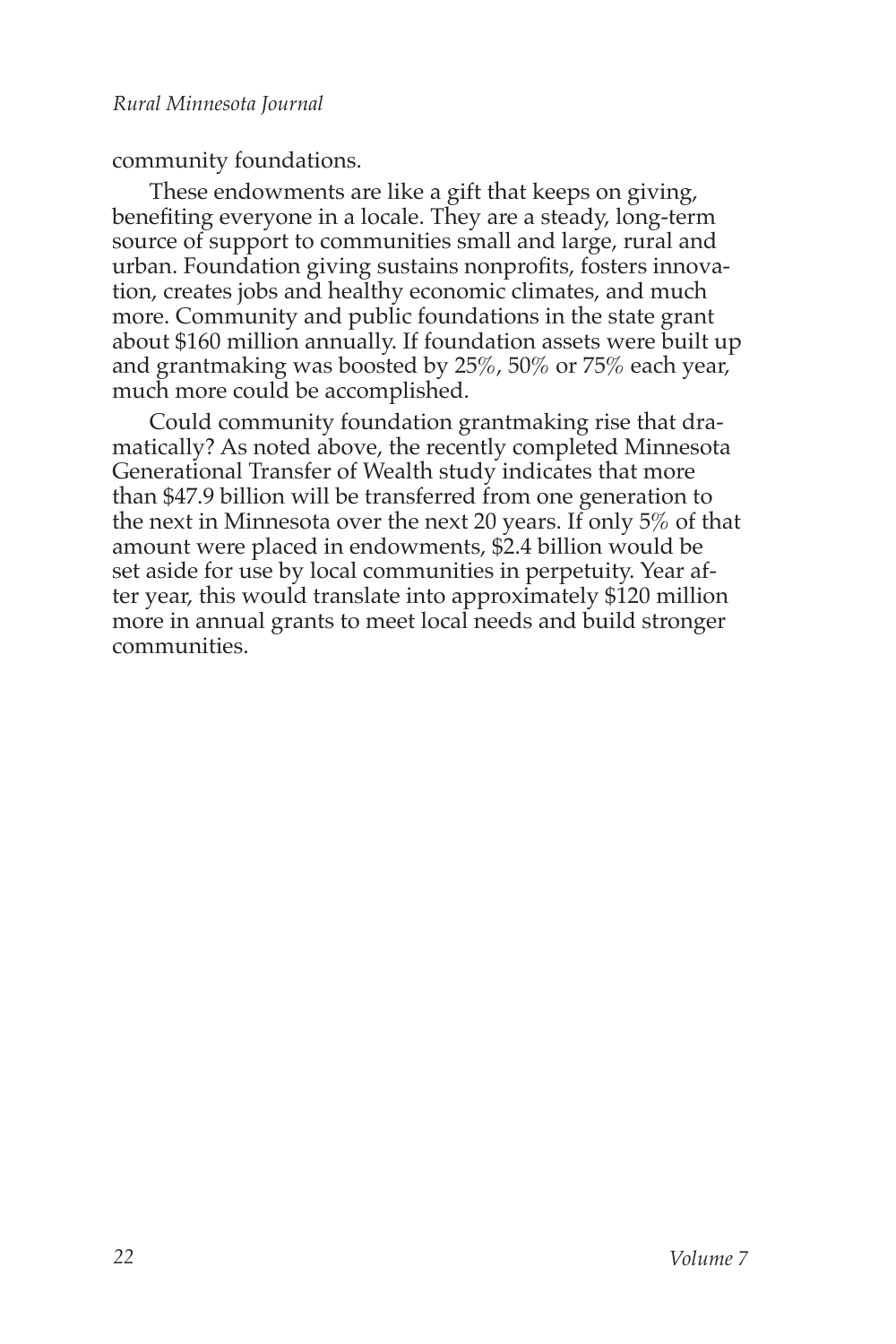community foundations.

These endowments are like a gift that keeps on giving, benefiting everyone in a locale. They are a steady, long-term source of support to communities small and large, rural and urban. Foundation giving sustains nonprofits, fosters innovation, creates jobs and healthy economic climates, and much more. Community and public foundations in the state grant about $160 million annually. If foundation assets were built up and grantmaking was boosted by 25%, 50% or 75% each year, much more could be accomplished.

Could community foundation grantmaking rise that dramatically? As noted above, the recently completed Minnesota Generational Transfer of Wealth study indicates that more than $47.9 billion will be transferred from one generation to the next in Minnesota over the next 20 years. If only 5% of that amount were placed in endowments, $2.4 billion would be set aside for use by local communities in perpetuity. Year after year, this would translate into approximately $120 million more in annual grants to meet local needs and build stronger communities.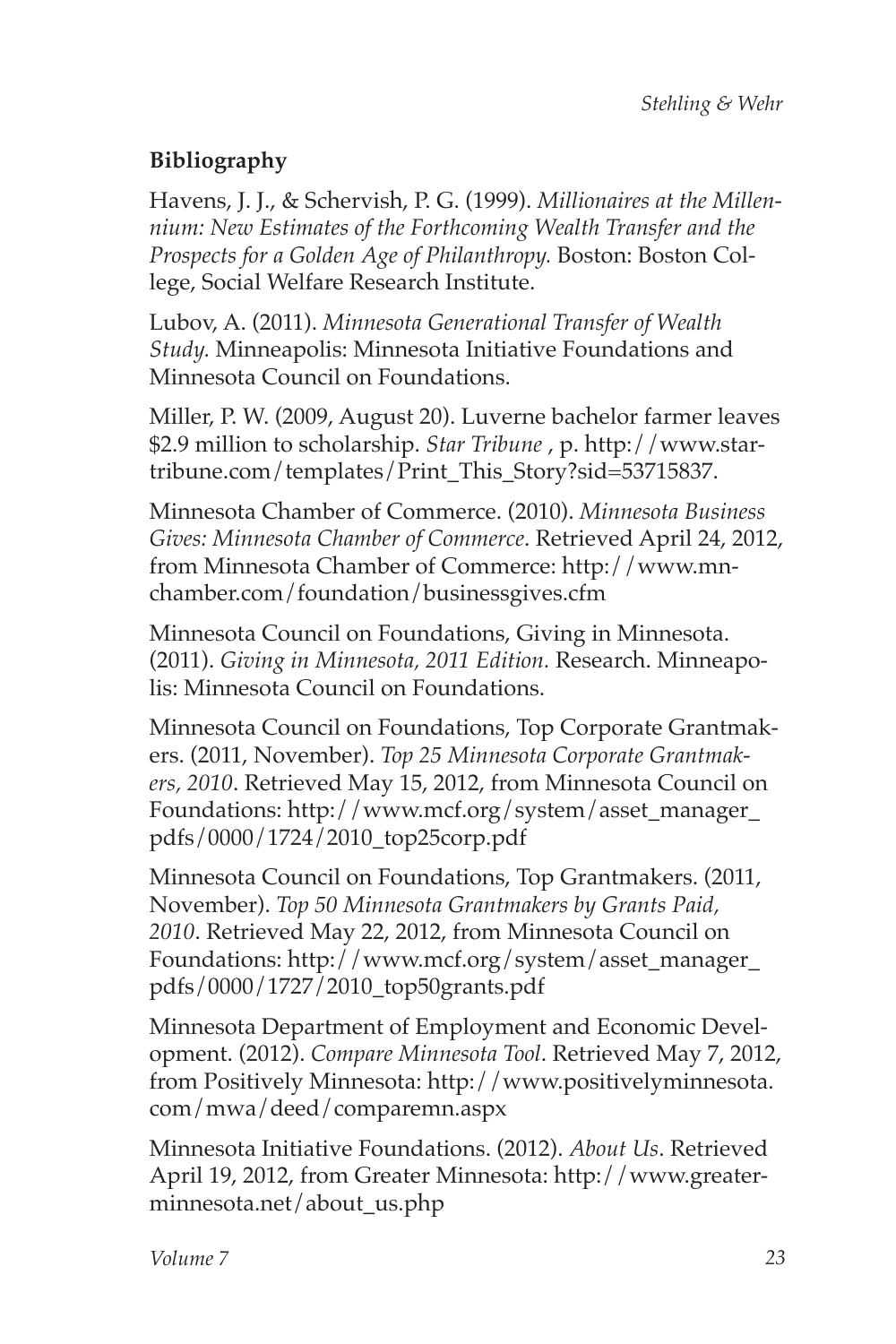## Bibliography

Havens, J. J., & Schervish, P. G. (1999). *Millionaires at the Millennium: New Estimates of the Forthcoming Wealth Transfer and the Prospects for a Golden Age of Philanthropy.* Boston: Boston College, Social Welfare Research Institute.

Lubov, A. (2011). *Minnesota Generational Transfer of Wealth Study.* Minneapolis: Minnesota Initiative Foundations and Minnesota Council on Foundations.

Miller, P. W. (2009, August 20). Luverne bachelor farmer leaves $2.9 million to scholarship. *Star Tribune* , p. http://www.startribune.com/templates/Print_This_Story?sid=53715837.

Minnesota Chamber of Commerce. (2010). *Minnesota Business Gives: Minnesota Chamber of Commerce*. Retrieved April 24, 2012, from Minnesota Chamber of Commerce: http://www.mnchamber.com/foundation/businessgives.cfm

Minnesota Council on Foundations, Giving in Minnesota. (2011). *Giving in Minnesota, 2011 Edition.* Research. Minneapolis: Minnesota Council on Foundations.

Minnesota Council on Foundations, Top Corporate Grantmakers. (2011, November). *Top 25 Minnesota Corporate Grantmakers, 2010*. Retrieved May 15, 2012, from Minnesota Council on Foundations: http://www.mcf.org/system/asset_manager_pdfs/0000/1724/2010_top25corp.pdf

Minnesota Council on Foundations, Top Grantmakers. (2011, November). *Top 50 Minnesota Grantmakers by Grants Paid, 2010*. Retrieved May 22, 2012, from Minnesota Council on Foundations: http://www.mcf.org/system/asset_manager_pdfs/0000/1727/2010_top50grants.pdf

Minnesota Department of Employment and Economic Development. (2012). *Compare Minnesota Tool*. Retrieved May 7, 2012, from Positively Minnesota: http://www.positivelyminnesota.com/mwa/deed/comparemn.aspx

Minnesota Initiative Foundations. (2012). *About Us*. Retrieved April 19, 2012, from Greater Minnesota: http://www.greaterminnesota.net/about_us.php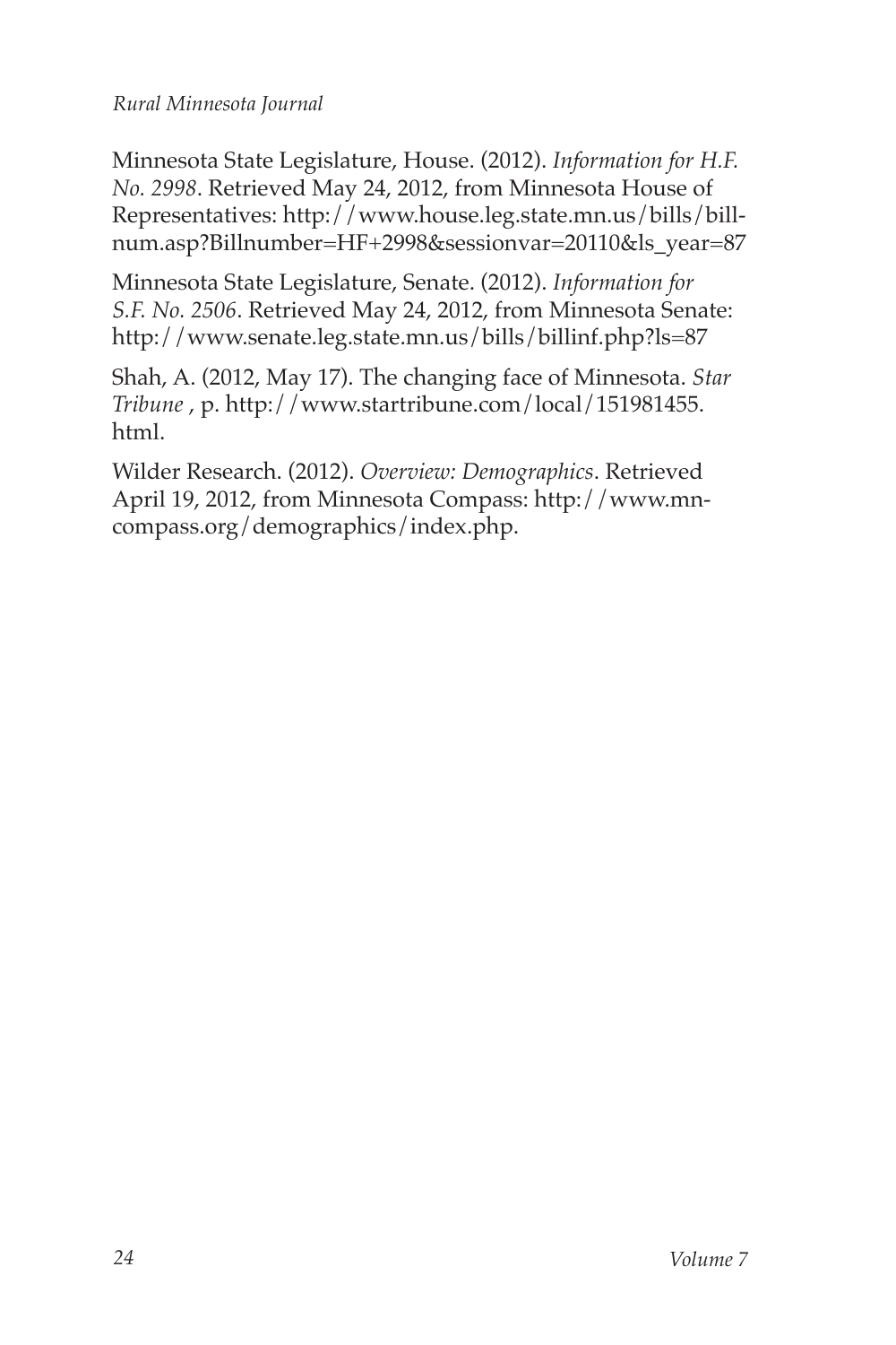Minnesota State Legislature, House. (2012). *Information for H.F. No. 2998*. Retrieved May 24, 2012, from Minnesota House of Representatives: http://www.house.leg.state.mn.us/bills/billnum.asp?Billnumber=HF+2998&sessionvar=20110&ls_year=87

Minnesota State Legislature, Senate. (2012). *Information for S.F. No. 2506*. Retrieved May 24, 2012, from Minnesota Senate: http://www.senate.leg.state.mn.us/bills/billinf.php?ls=87

Shah, A. (2012, May 17). The changing face of Minnesota. *Star Tribune* , p. http://www.startribune.com/local/151981455.html.

Wilder Research. (2012). *Overview: Demographics*. Retrieved April 19, 2012, from Minnesota Compass: http://www.mncompass.org/demographics/index.php.